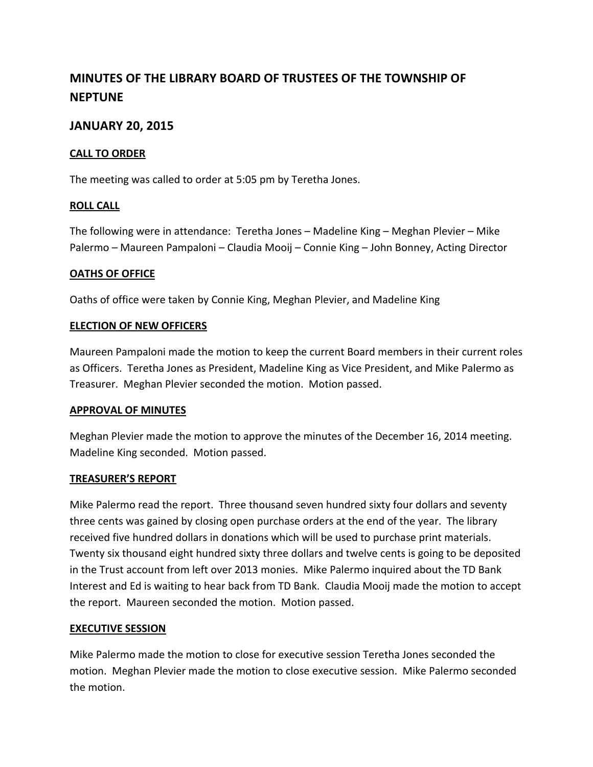# MINUTES OF THE LIBRARY BOARD OF TRUSTEES OF THE TOWNSHIP OF NEPTUNE

## JANUARY 20, 2015

**CALL TO ORDER**

The meeting was called to order at 5:05 pm by Teretha Jones.

**ROLL CALL**

The following were in attendance: Teretha Jones – Madeline King – Meghan Plevier – Mike Palermo – Maureen Pampaloni – Claudia Mooij – Connie King – John Bonney, Acting Director

**OATHS OF OFFICE**

Oaths of office were taken by Connie King, Meghan Plevier, and Madeline King

**ELECTION OF NEW OFFICERS**

Maureen Pampaloni made the motion to keep the current Board members in their current roles as Officers. Teretha Jones as President, Madeline King as Vice President, and Mike Palermo as Treasurer. Meghan Plevier seconded the motion. Motion passed.

**APPROVAL OF MINUTES**

Meghan Plevier made the motion to approve the minutes of the December 16, 2014 meeting. Madeline King seconded. Motion passed.

**TREASURER'S REPORT**

Mike Palermo read the report. Three thousand seven hundred sixty four dollars and seventy three cents was gained by closing open purchase orders at the end of the year. The library received five hundred dollars in donations which will be used to purchase print materials. Twenty six thousand eight hundred sixty three dollars and twelve cents is going to be deposited in the Trust account from left over 2013 monies. Mike Palermo inquired about the TD Bank Interest and Ed is waiting to hear back from TD Bank. Claudia Mooij made the motion to accept the report. Maureen seconded the motion. Motion passed.

**EXECUTIVE SESSION**

Mike Palermo made the motion to close for executive session Teretha Jones seconded the motion. Meghan Plevier made the motion to close executive session. Mike Palermo seconded the motion.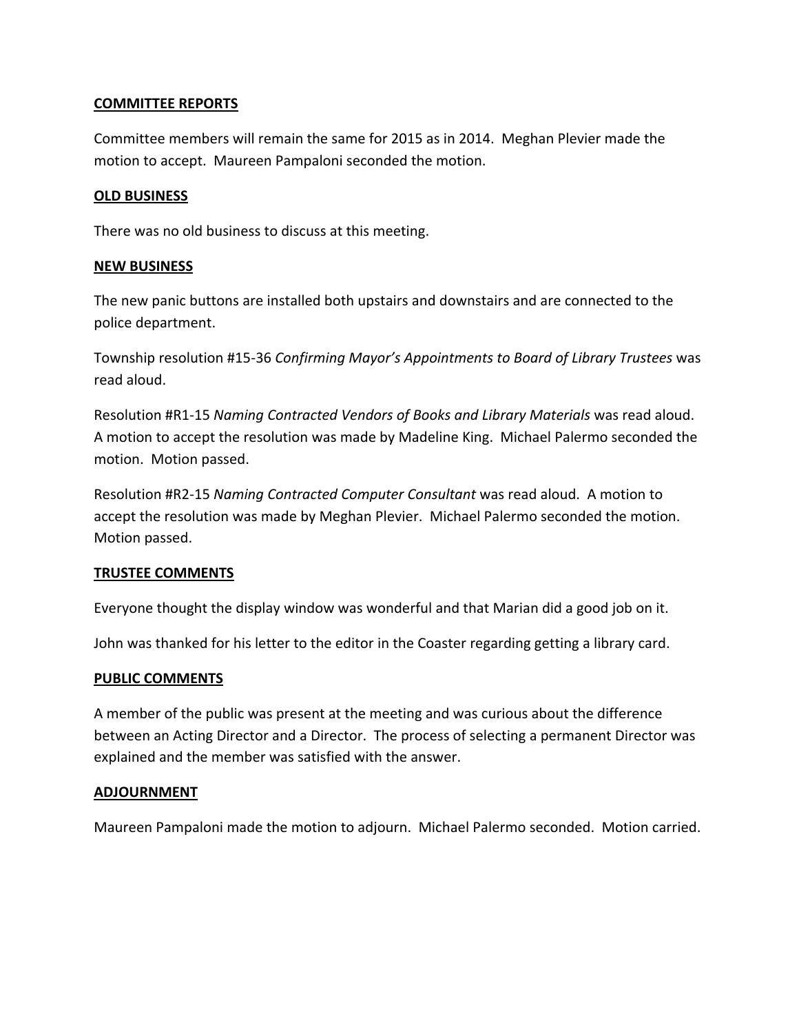**COMMITTEE REPORTS**

Committee members will remain the same for 2015 as in 2014. Meghan Plevier made the motion to accept. Maureen Pampaloni seconded the motion.

**OLD BUSINESS**

There was no old business to discuss at this meeting.

**NEW BUSINESS**

The new panic buttons are installed both upstairs and downstairs and are connected to the police department.

Township resolution #15-36 *Confirming Mayor's Appointments to Board of Library Trustees* was read aloud.

Resolution #R1-15 *Naming Contracted Vendors of Books and Library Materials* was read aloud. A motion to accept the resolution was made by Madeline King. Michael Palermo seconded the motion. Motion passed.

Resolution #R2-15 *Naming Contracted Computer Consultant* was read aloud. A motion to accept the resolution was made by Meghan Plevier. Michael Palermo seconded the motion. Motion passed.

**TRUSTEE COMMENTS**

Everyone thought the display window was wonderful and that Marian did a good job on it.

John was thanked for his letter to the editor in the Coaster regarding getting a library card.

**PUBLIC COMMENTS**

A member of the public was present at the meeting and was curious about the difference between an Acting Director and a Director. The process of selecting a permanent Director was explained and the member was satisfied with the answer.

**ADJOURNMENT**

Maureen Pampaloni made the motion to adjourn. Michael Palermo seconded. Motion carried.